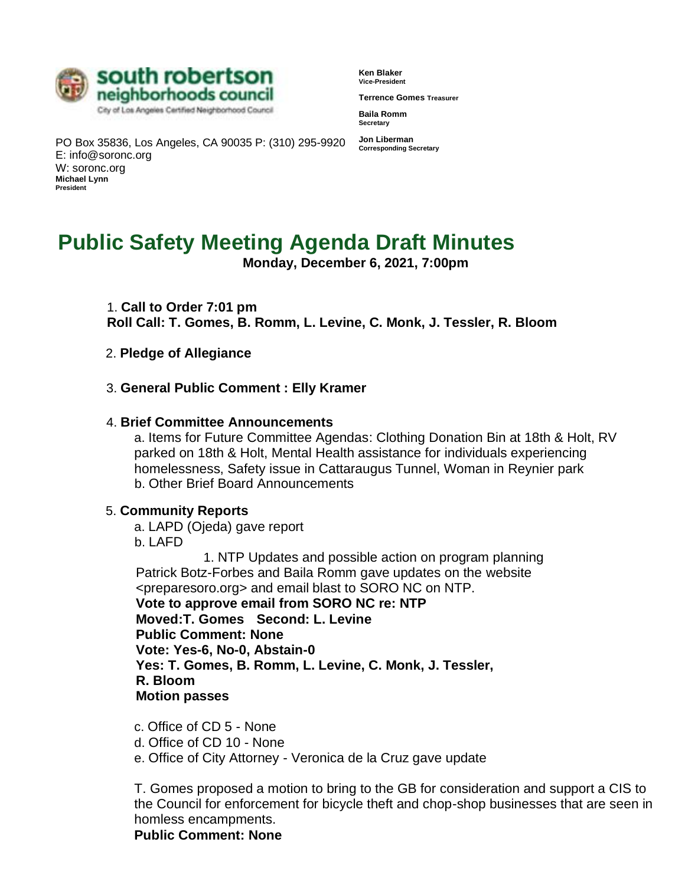**south robertson neighborhoods council**
City of Los Angeles Certified Neighborhood Council

PO Box 35836, Los Angeles, CA 90035 P: (310) 295-9920
E: info@soronc.org
W: soronc.org

**Michael Lynn**
**President**

**Ken Blaker**
**Vice-President**

**Terrence Gomes Treasurer**

**Baila Romm**
**Secretary**

**Jon Liberman**
**Corresponding Secretary**

# Public Safety Meeting Agenda Draft Minutes

**Monday, December 6, 2021, 7:00pm**

1. **Call to Order 7:01 pm**
**Roll Call: T. Gomes, B. Romm, L. Levine, C. Monk, J. Tessler, R. Bloom**

2. **Pledge of Allegiance**

3. **General Public Comment : Elly Kramer**

4. **Brief Committee Announcements**
   a. Items for Future Committee Agendas: Clothing Donation Bin at 18th & Holt, RV parked on 18th & Holt, Mental Health assistance for individuals experiencing homelessness, Safety issue in Cattaraugus Tunnel, Woman in Reynier park
   b. Other Brief Board Announcements

5. **Community Reports**
   a. LAPD (Ojeda) gave report
   b. LAFD
      1. NTP Updates and possible action on program planning
   Patrick Botz-Forbes and Baila Romm gave updates on the website <preparesoro.org> and email blast to SORO NC on NTP.
   **Vote to approve email from SORO NC re: NTP**
   **Moved:T. Gomes Second: L. Levine**
   **Public Comment: None**
   **Vote: Yes-6, No-0, Abstain-0**
   **Yes: T. Gomes, B. Romm, L. Levine, C. Monk, J. Tessler, R. Bloom**
   **Motion passes**

   c. Office of CD 5 - None
   d. Office of CD 10 - None
   e. Office of City Attorney - Veronica de la Cruz gave update

   T. Gomes proposed a motion to bring to the GB for consideration and support a CIS to the Council for enforcement for bicycle theft and chop-shop businesses that are seen in homless encampments.
   **Public Comment: None**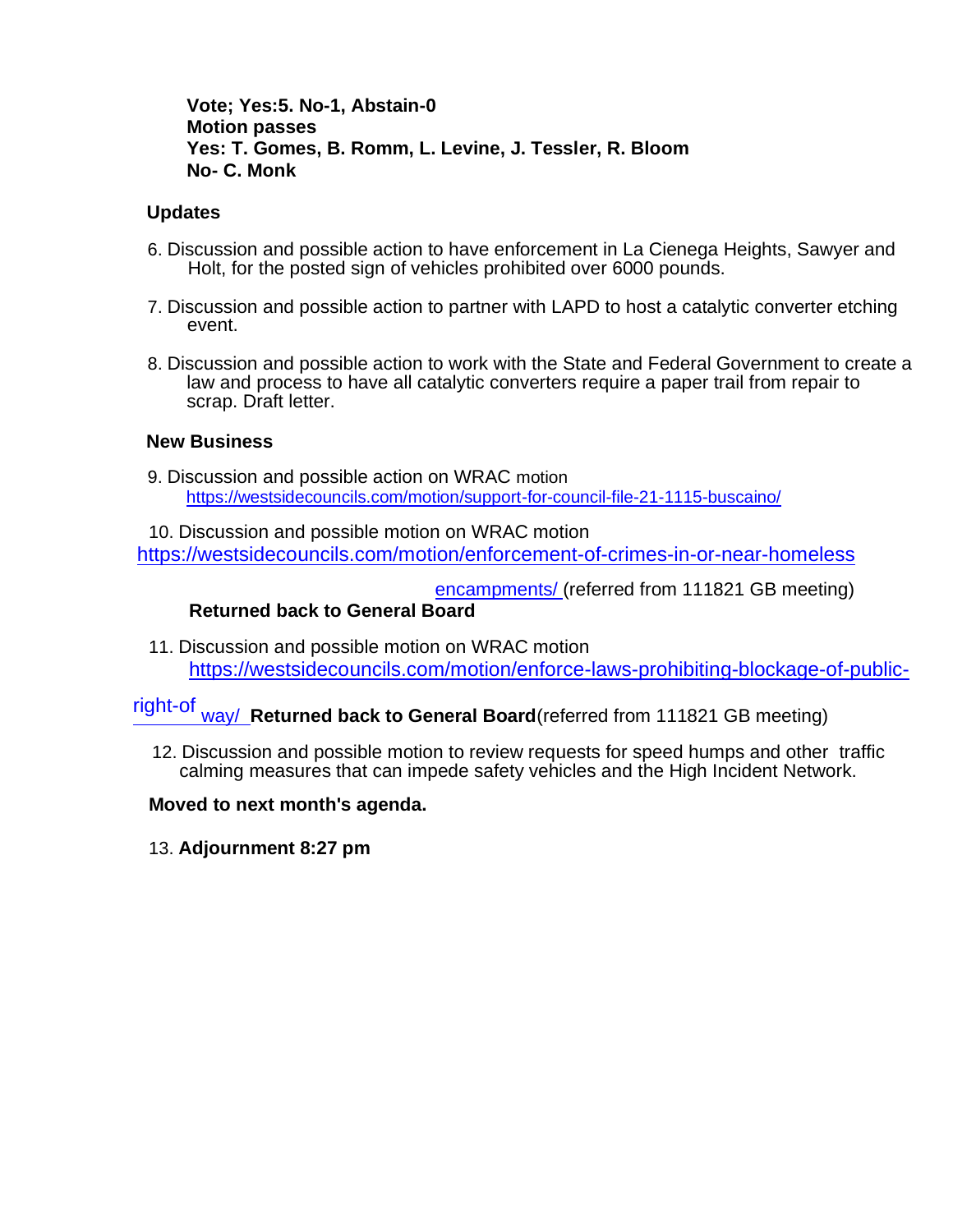**Vote; Yes:5. No-1, Abstain-0**
**Motion passes**
**Yes: T. Gomes, B. Romm, L. Levine, J. Tessler, R. Bloom**
**No- C. Monk**

**Updates**

6. Discussion and possible action to have enforcement in La Cienega Heights, Sawyer and Holt, for the posted sign of vehicles prohibited over 6000 pounds.

7. Discussion and possible action to partner with LAPD to host a catalytic converter etching event.

8. Discussion and possible action to work with the State and Federal Government to create a law and process to have all catalytic converters require a paper trail from repair to scrap. Draft letter.

**New Business**

9. Discussion and possible action on WRAC motion https://westsidecouncils.com/motion/support-for-council-file-21-1115-buscaino/

10. Discussion and possible motion on WRAC motion https://westsidecouncils.com/motion/enforcement-of-crimes-in-or-near-homeless encampments/ (referred from 111821 GB meeting)
**Returned back to General Board**

11. Discussion and possible motion on WRAC motion https://westsidecouncils.com/motion/enforce-laws-prohibiting-blockage-of-public-right-of way/ **Returned back to General Board**(referred from 111821 GB meeting)

12. Discussion and possible motion to review requests for speed humps and other traffic calming measures that can impede safety vehicles and the High Incident Network.

**Moved to next month's agenda.**

13. **Adjournment 8:27 pm**